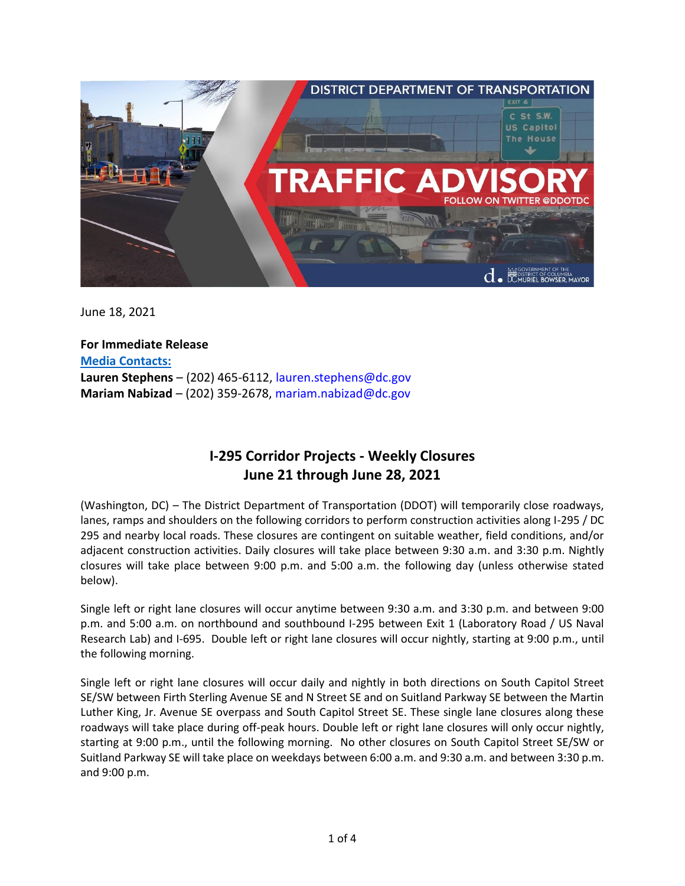June 18, 2021

**For Immediate Release**
**Media Contacts:**
**Lauren Stephens** – (202) 465-6112, lauren.stephens@dc.gov
**Mariam Nabizad** – (202) 359-2678, mariam.nabizad@dc.gov

## I-295 Corridor Projects - Weekly Closures
## June 21 through June 28, 2021

(Washington, DC) – The District Department of Transportation (DDOT) will temporarily close roadways, lanes, ramps and shoulders on the following corridors to perform construction activities along I-295 / DC 295 and nearby local roads. These closures are contingent on suitable weather, field conditions, and/or adjacent construction activities. Daily closures will take place between 9:30 a.m. and 3:30 p.m. Nightly closures will take place between 9:00 p.m. and 5:00 a.m. the following day (unless otherwise stated below).

Single left or right lane closures will occur anytime between 9:30 a.m. and 3:30 p.m. and between 9:00 p.m. and 5:00 a.m. on northbound and southbound I-295 between Exit 1 (Laboratory Road / US Naval Research Lab) and I-695. Double left or right lane closures will occur nightly, starting at 9:00 p.m., until the following morning.

Single left or right lane closures will occur daily and nightly in both directions on South Capitol Street SE/SW between Firth Sterling Avenue SE and N Street SE and on Suitland Parkway SE between the Martin Luther King, Jr. Avenue SE overpass and South Capitol Street SE. These single lane closures along these roadways will take place during off-peak hours. Double left or right lane closures will only occur nightly, starting at 9:00 p.m., until the following morning. No other closures on South Capitol Street SE/SW or Suitland Parkway SE will take place on weekdays between 6:00 a.m. and 9:30 a.m. and between 3:30 p.m. and 9:00 p.m.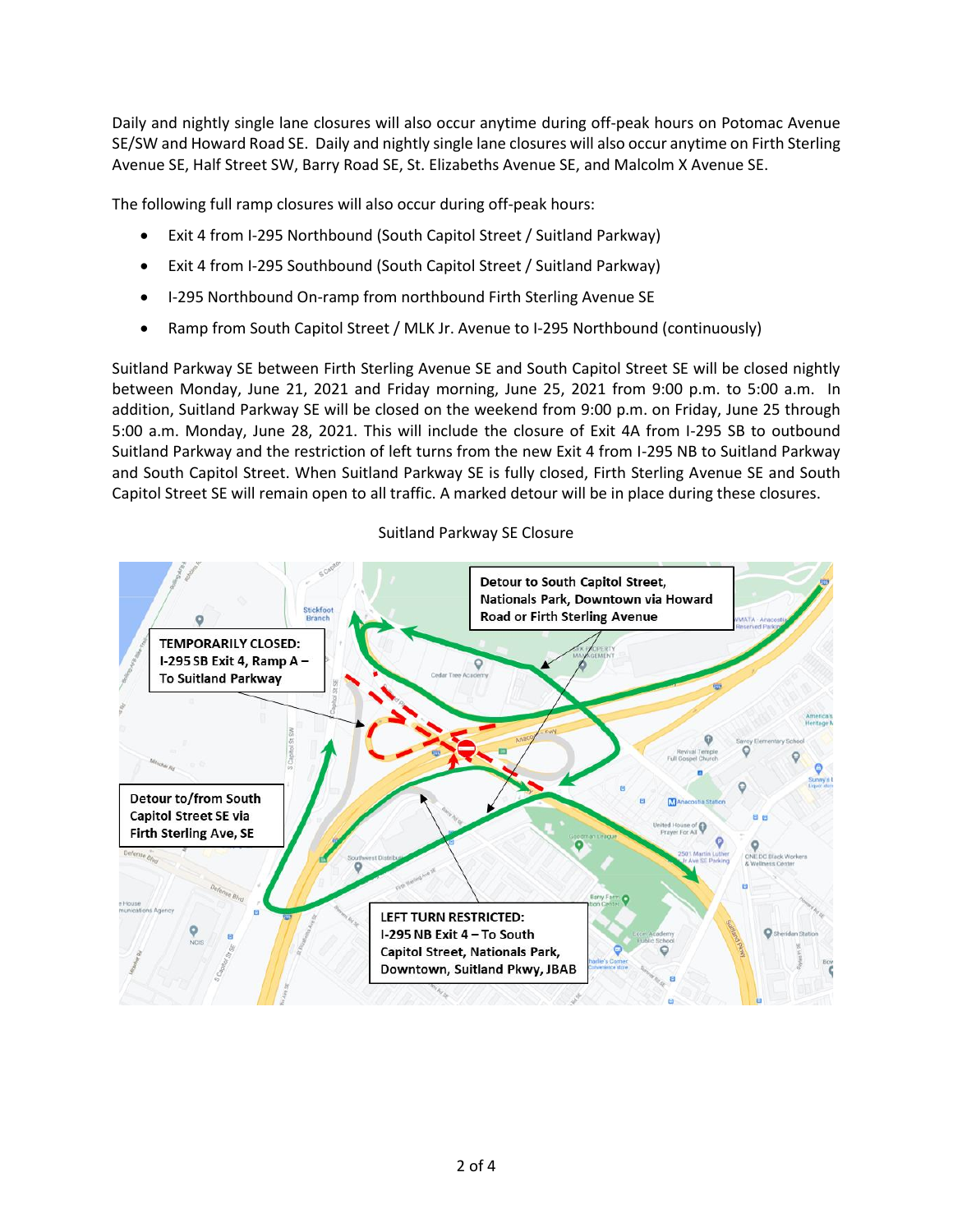Daily and nightly single lane closures will also occur anytime during off-peak hours on Potomac Avenue SE/SW and Howard Road SE. Daily and nightly single lane closures will also occur anytime on Firth Sterling Avenue SE, Half Street SW, Barry Road SE, St. Elizabeths Avenue SE, and Malcolm X Avenue SE.

The following full ramp closures will also occur during off-peak hours:

- Exit 4 from I-295 Northbound (South Capitol Street / Suitland Parkway)
- Exit 4 from I-295 Southbound (South Capitol Street / Suitland Parkway)
- I-295 Northbound On-ramp from northbound Firth Sterling Avenue SE
- Ramp from South Capitol Street / MLK Jr. Avenue to I-295 Northbound (continuously)

Suitland Parkway SE between Firth Sterling Avenue SE and South Capitol Street SE will be closed nightly between Monday, June 21, 2021 and Friday morning, June 25, 2021 from 9:00 p.m. to 5:00 a.m. In addition, Suitland Parkway SE will be closed on the weekend from 9:00 p.m. on Friday, June 25 through 5:00 a.m. Monday, June 28, 2021. This will include the closure of Exit 4A from I-295 SB to outbound Suitland Parkway and the restriction of left turns from the new Exit 4 from I-295 NB to Suitland Parkway and South Capitol Street. When Suitland Parkway SE is fully closed, Firth Sterling Avenue SE and South Capitol Street SE will remain open to all traffic. A marked detour will be in place during these closures.

Suitland Parkway SE Closure

**Detour to South Capitol Street, Nationals Park, Downtown via Howard Road or Firth Sterling Avenue**

**TEMPORARILY CLOSED: I-295 SB Exit 4, Ramp A – To Suitland Parkway**

**Detour to/from South Capitol Street SE via Firth Sterling Ave, SE**

**LEFT TURN RESTRICTED: I-295 NB Exit 4 – To South Capitol Street, Nationals Park, Downtown, Suitland Pkwy, JBAB**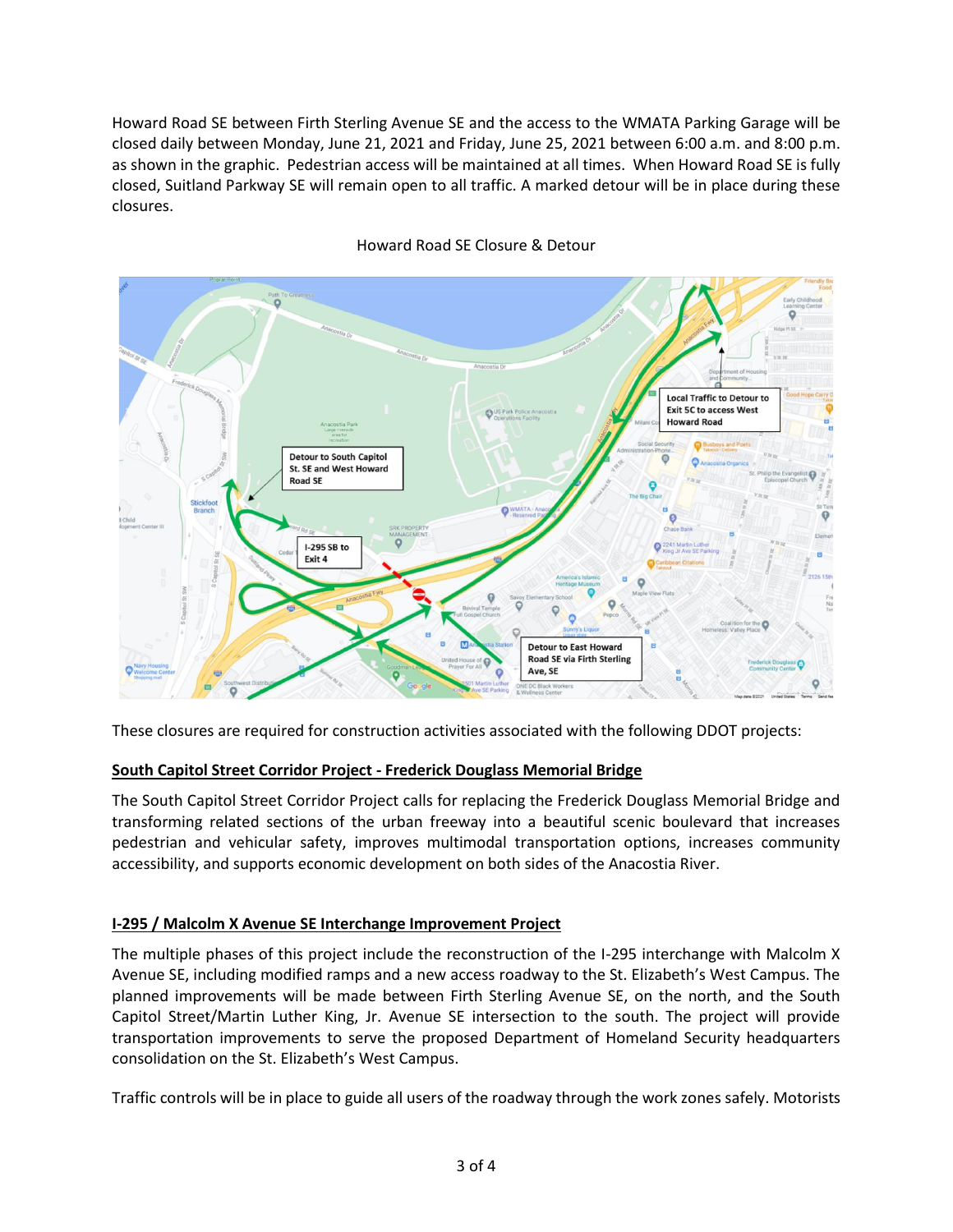Howard Road SE between Firth Sterling Avenue SE and the access to the WMATA Parking Garage will be closed daily between Monday, June 21, 2021 and Friday, June 25, 2021 between 6:00 a.m. and 8:00 p.m. as shown in the graphic. Pedestrian access will be maintained at all times. When Howard Road SE is fully closed, Suitland Parkway SE will remain open to all traffic. A marked detour will be in place during these closures.

Howard Road SE Closure & Detour

These closures are required for construction activities associated with the following DDOT projects:

## South Capitol Street Corridor Project - Frederick Douglass Memorial Bridge

The South Capitol Street Corridor Project calls for replacing the Frederick Douglass Memorial Bridge and transforming related sections of the urban freeway into a beautiful scenic boulevard that increases pedestrian and vehicular safety, improves multimodal transportation options, increases community accessibility, and supports economic development on both sides of the Anacostia River.

## I-295 / Malcolm X Avenue SE Interchange Improvement Project

The multiple phases of this project include the reconstruction of the I-295 interchange with Malcolm X Avenue SE, including modified ramps and a new access roadway to the St. Elizabeth's West Campus. The planned improvements will be made between Firth Sterling Avenue SE, on the north, and the South Capitol Street/Martin Luther King, Jr. Avenue SE intersection to the south. The project will provide transportation improvements to serve the proposed Department of Homeland Security headquarters consolidation on the St. Elizabeth's West Campus.

Traffic controls will be in place to guide all users of the roadway through the work zones safely. Motorists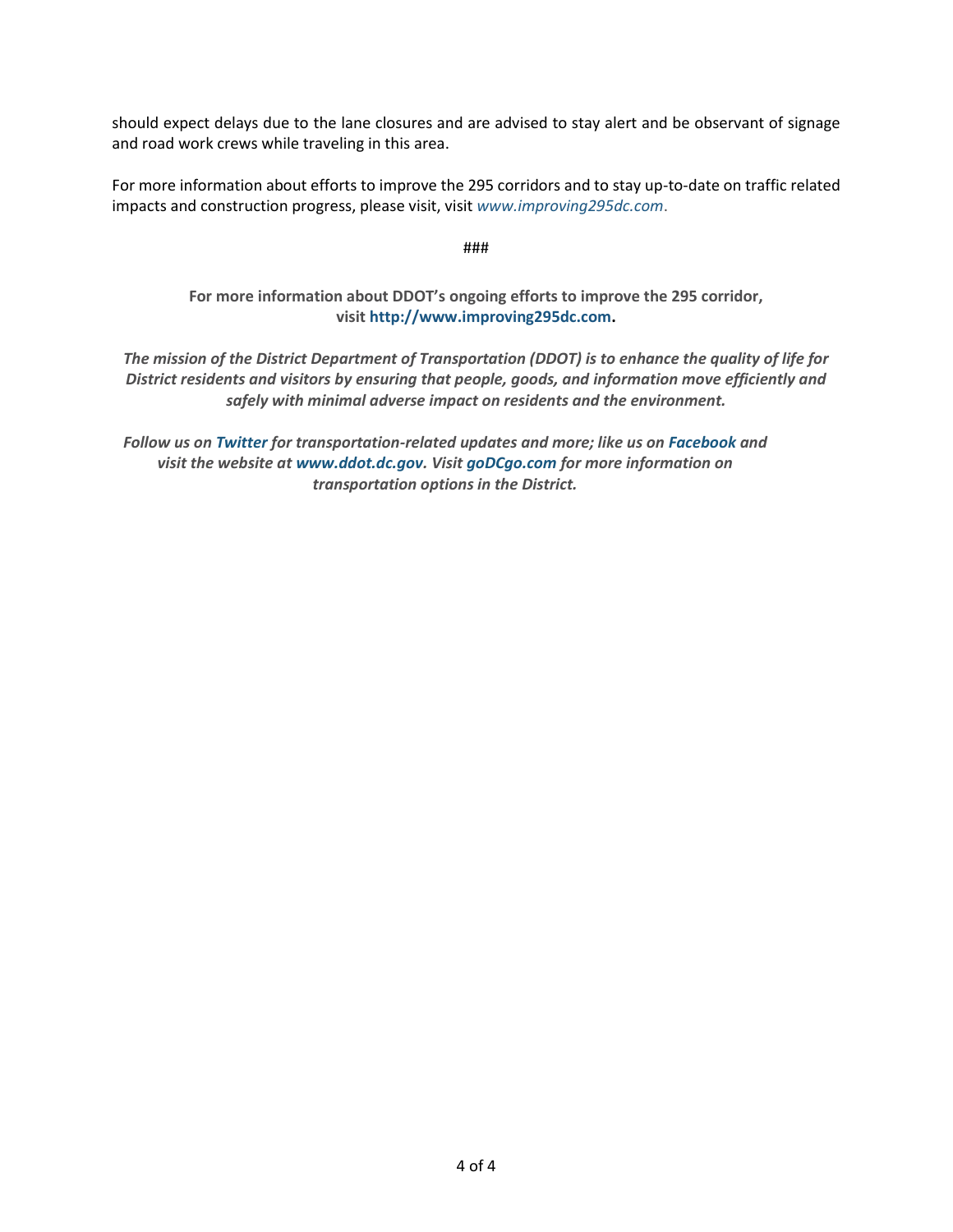should expect delays due to the lane closures and are advised to stay alert and be observant of signage and road work crews while traveling in this area.

For more information about efforts to improve the 295 corridors and to stay up-to-date on traffic related impacts and construction progress, please visit, visit *www.improving295dc.com*.

###

**For more information about DDOT's ongoing efforts to improve the 295 corridor, visit http://www.improving295dc.com.**

***The mission of the District Department of Transportation (DDOT) is to enhance the quality of life for District residents and visitors by ensuring that people, goods, and information move efficiently and safely with minimal adverse impact on residents and the environment.***

***Follow us on Twitter for transportation-related updates and more; like us on Facebook and visit the website at www.ddot.dc.gov. Visit goDCgo.com for more information on transportation options in the District.***